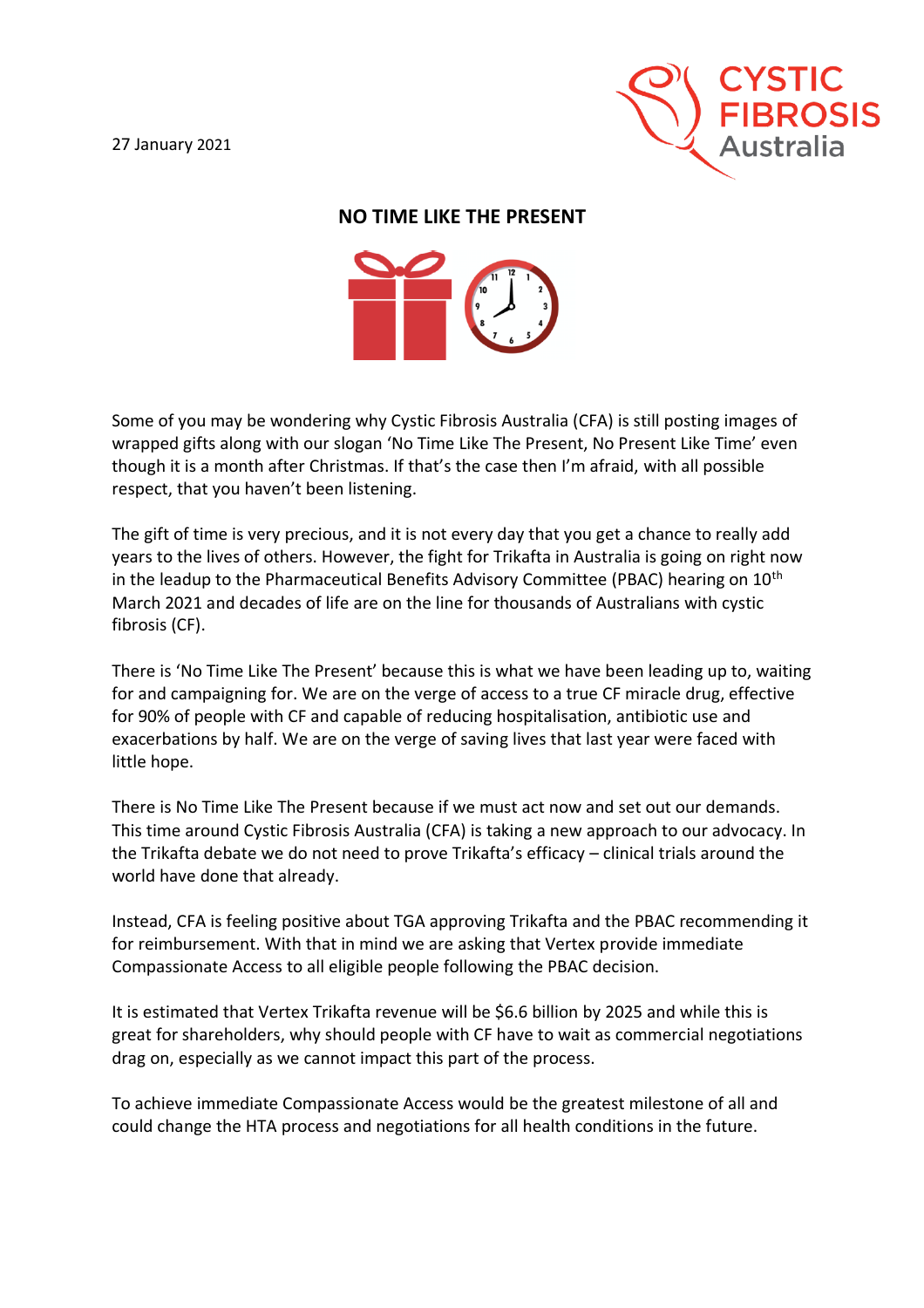27 January 2021

## NO TIME LIKE THE PRESENT

Some of you may be wondering why Cystic Fibrosis Australia (CFA) is still posting images of wrapped gifts along with our slogan 'No Time Like The Present, No Present Like Time' even though it is a month after Christmas. If that's the case then I'm afraid, with all possible respect, that you haven't been listening.

The gift of time is very precious, and it is not every day that you get a chance to really add years to the lives of others. However, the fight for Trikafta in Australia is going on right now in the leadup to the Pharmaceutical Benefits Advisory Committee (PBAC) hearing on 10th March 2021 and decades of life are on the line for thousands of Australians with cystic fibrosis (CF).

There is 'No Time Like The Present' because this is what we have been leading up to, waiting for and campaigning for. We are on the verge of access to a true CF miracle drug, effective for 90% of people with CF and capable of reducing hospitalisation, antibiotic use and exacerbations by half. We are on the verge of saving lives that last year were faced with little hope.

There is No Time Like The Present because if we must act now and set out our demands. This time around Cystic Fibrosis Australia (CFA) is taking a new approach to our advocacy. In the Trikafta debate we do not need to prove Trikafta's efficacy – clinical trials around the world have done that already.

Instead, CFA is feeling positive about TGA approving Trikafta and the PBAC recommending it for reimbursement. With that in mind we are asking that Vertex provide immediate Compassionate Access to all eligible people following the PBAC decision.

It is estimated that Vertex Trikafta revenue will be $6.6 billion by 2025 and while this is great for shareholders, why should people with CF have to wait as commercial negotiations drag on, especially as we cannot impact this part of the process.

To achieve immediate Compassionate Access would be the greatest milestone of all and could change the HTA process and negotiations for all health conditions in the future.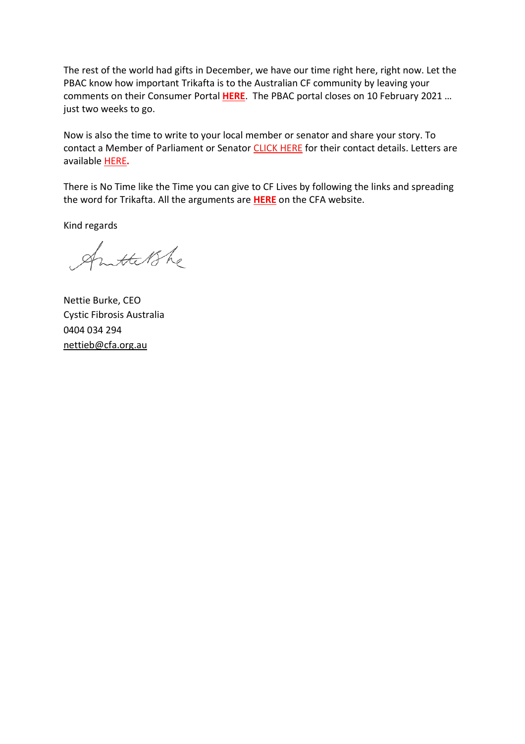The rest of the world had gifts in December, we have our time right here, right now. Let the PBAC know how important Trikafta is to the Australian CF community by leaving your comments on their Consumer Portal **HERE**. The PBAC portal closes on 10 February 2021 … just two weeks to go.

Now is also the time to write to your local member or senator and share your story. To contact a Member of Parliament or Senator CLICK HERE for their contact details. Letters are available HERE**.**

There is No Time like the Time you can give to CF Lives by following the links and spreading the word for Trikafta. All the arguments are **HERE** on the CFA website.

Kind regards

Nettie Burke, CEO
Cystic Fibrosis Australia
0404 034 294
nettieb@cfa.org.au